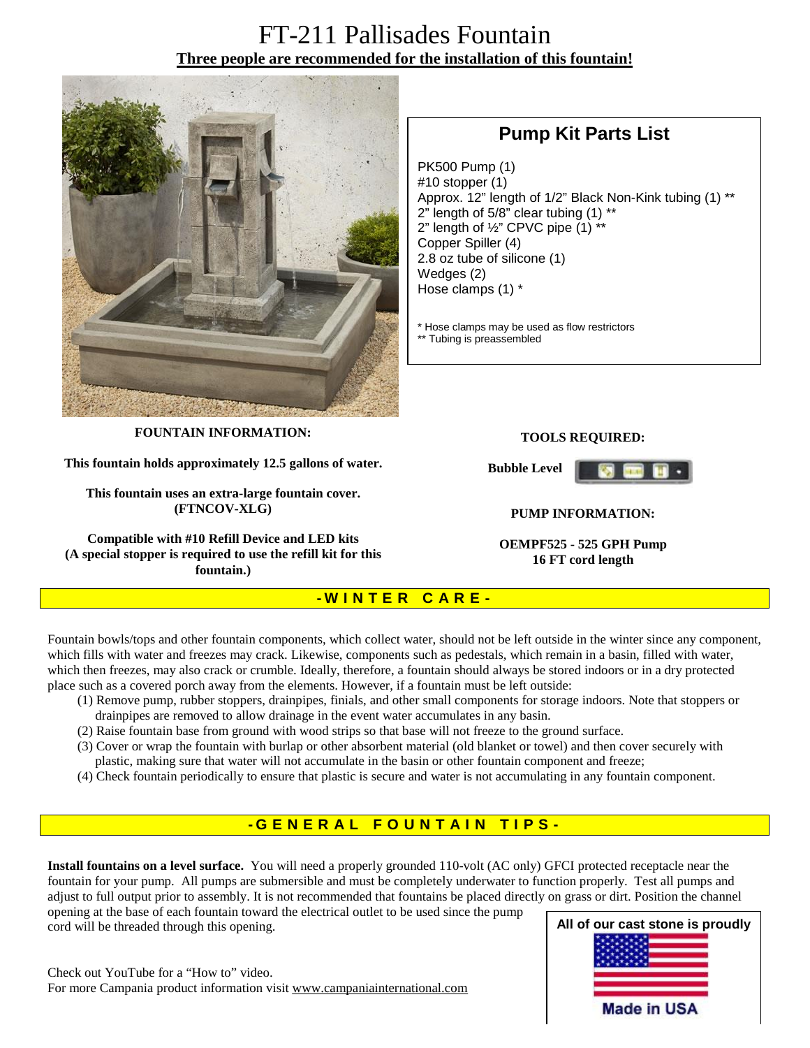# FT-211 Pallisades Fountain

**Three people are recommended for the installation of this fountain!**

## Pump Kit Parts List

PK500 Pump (1)
#10 stopper (1)
Approx. 12" length of 1/2" Black Non-Kink tubing (1) **
2" length of 5/8" clear tubing (1) **
2" length of ½" CPVC pipe (1) **
Copper Spiller (4)
2.8 oz tube of silicone (1)
Wedges (2)
Hose clamps (1) *

\* Hose clamps may be used as flow restrictors
** Tubing is preassembled

**FOUNTAIN INFORMATION:**

**This fountain holds approximately 12.5 gallons of water.**

**This fountain uses an extra-large fountain cover. (FTNCOV-XLG)**

**Compatible with #10 Refill Device and LED kits (A special stopper is required to use the refill kit for this fountain.)**

**TOOLS REQUIRED:**

**Bubble Level**

**PUMP INFORMATION:**

**OEMPF525 - 525 GPH Pump**
**16 FT cord length**

## -WINTER CARE-

Fountain bowls/tops and other fountain components, which collect water, should not be left outside in the winter since any component, which fills with water and freezes may crack. Likewise, components such as pedestals, which remain in a basin, filled with water, which then freezes, may also crack or crumble. Ideally, therefore, a fountain should always be stored indoors or in a dry protected place such as a covered porch away from the elements. However, if a fountain must be left outside:

(1) Remove pump, rubber stoppers, drainpipes, finials, and other small components for storage indoors. Note that stoppers or drainpipes are removed to allow drainage in the event water accumulates in any basin.
(2) Raise fountain base from ground with wood strips so that base will not freeze to the ground surface.
(3) Cover or wrap the fountain with burlap or other absorbent material (old blanket or towel) and then cover securely with plastic, making sure that water will not accumulate in the basin or other fountain component and freeze;
(4) Check fountain periodically to ensure that plastic is secure and water is not accumulating in any fountain component.

## -GENERAL FOUNTAIN TIPS-

**Install fountains on a level surface.** You will need a properly grounded 110-volt (AC only) GFCI protected receptacle near the fountain for your pump. All pumps are submersible and must be completely underwater to function properly. Test all pumps and adjust to full output prior to assembly. It is not recommended that fountains be placed directly on grass or dirt. Position the channel opening at the base of each fountain toward the electrical outlet to be used since the pump cord will be threaded through this opening.

Check out YouTube for a "How to" video.
For more Campania product information visit www.campaniainternational.com

**All of our cast stone is proudly**
**Made in USA**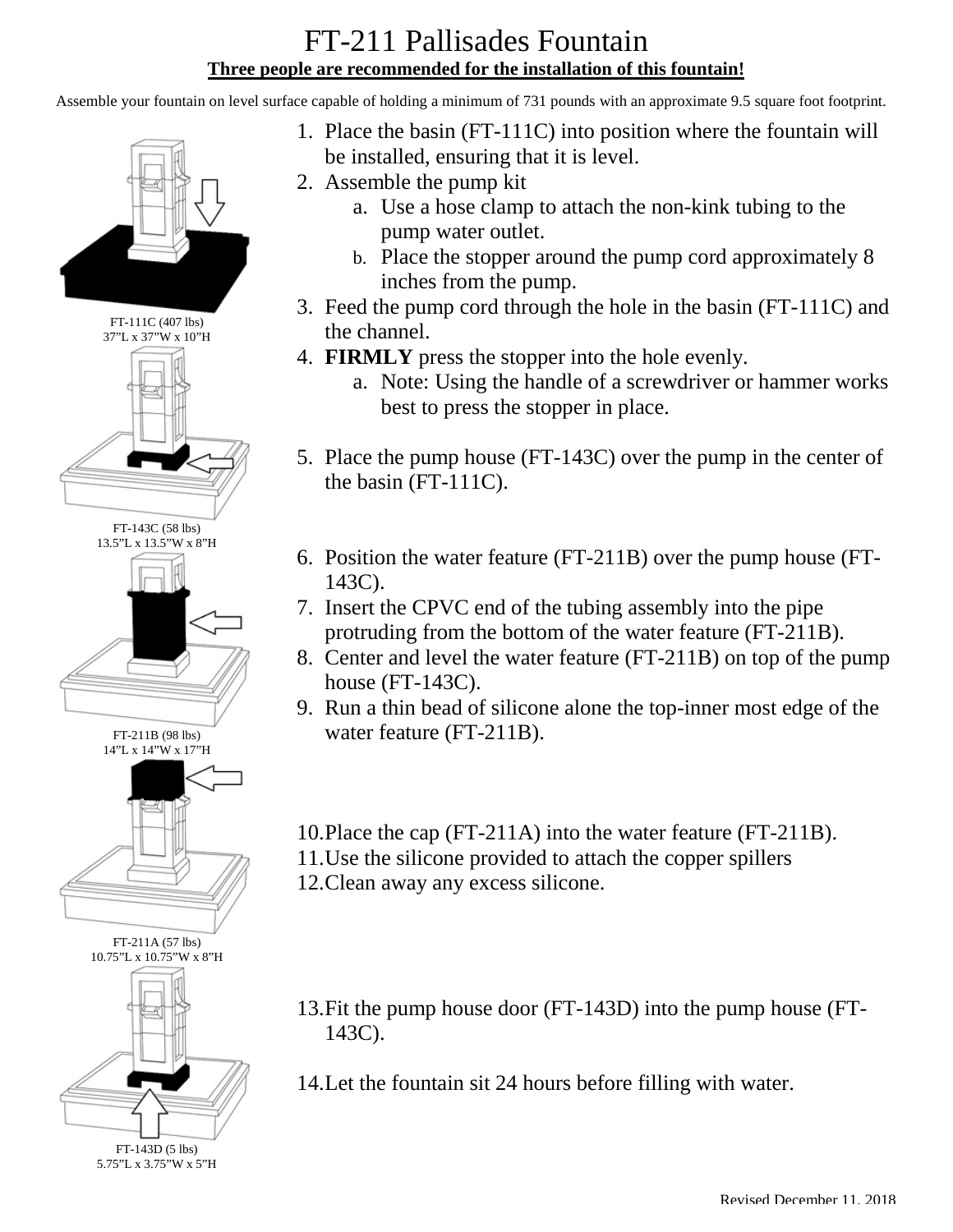# FT-211 Pallisades Fountain

**Three people are recommended for the installation of this fountain!**

Assemble your fountain on level surface capable of holding a minimum of 731 pounds with an approximate 9.5 square foot footprint.

FT-111C (407 lbs)
37"L x 37"W x 10"H

1. Place the basin (FT-111C) into position where the fountain will be installed, ensuring that it is level.
2. Assemble the pump kit
   a. Use a hose clamp to attach the non-kink tubing to the pump water outlet.
   b. Place the stopper around the pump cord approximately 8 inches from the pump.
3. Feed the pump cord through the hole in the basin (FT-111C) and the channel.
4. **FIRMLY** press the stopper into the hole evenly.
   a. Note: Using the handle of a screwdriver or hammer works best to press the stopper in place.

FT-143C (58 lbs)
13.5"L x 13.5"W x 8"H

5. Place the pump house (FT-143C) over the pump in the center of the basin (FT-111C).

FT-211B (98 lbs)
14"L x 14"W x 17"H

6. Position the water feature (FT-211B) over the pump house (FT-143C).
7. Insert the CPVC end of the tubing assembly into the pipe protruding from the bottom of the water feature (FT-211B).
8. Center and level the water feature (FT-211B) on top of the pump house (FT-143C).
9. Run a thin bead of silicone alone the top-inner most edge of the water feature (FT-211B).

FT-211A (57 lbs)
10.75"L x 10.75"W x 8"H

10. Place the cap (FT-211A) into the water feature (FT-211B).
11. Use the silicone provided to attach the copper spillers
12. Clean away any excess silicone.

FT-143D (5 lbs)
5.75"L x 3.75"W x 5"H

13. Fit the pump house door (FT-143D) into the pump house (FT-143C).

14. Let the fountain sit 24 hours before filling with water.

Revised December 11, 2018